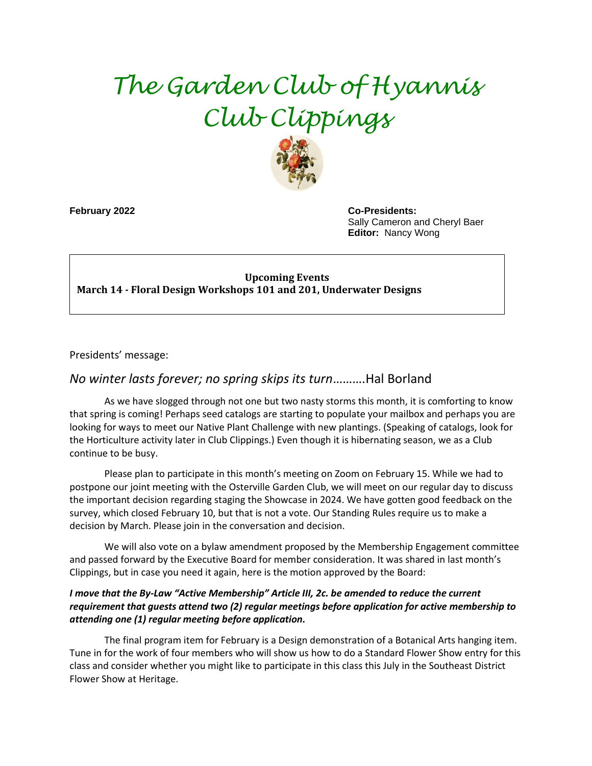# *The Garden Club of Hyannis*
# *Club Clippings*

**February 2022**

**Co-Presidents:** Sally Cameron and Cheryl Baer
**Editor:** Nancy Wong

**Upcoming Events**
**March 14 - Floral Design Workshops 101 and 201, Underwater Designs**

Presidents' message:

*No winter lasts forever; no spring skips its turn*……….Hal Borland

As we have slogged through not one but two nasty storms this month, it is comforting to know that spring is coming! Perhaps seed catalogs are starting to populate your mailbox and perhaps you are looking for ways to meet our Native Plant Challenge with new plantings. (Speaking of catalogs, look for the Horticulture activity later in Club Clippings.) Even though it is hibernating season, we as a Club continue to be busy.

Please plan to participate in this month's meeting on Zoom on February 15. While we had to postpone our joint meeting with the Osterville Garden Club, we will meet on our regular day to discuss the important decision regarding staging the Showcase in 2024. We have gotten good feedback on the survey, which closed February 10, but that is not a vote. Our Standing Rules require us to make a decision by March. Please join in the conversation and decision.

We will also vote on a bylaw amendment proposed by the Membership Engagement committee and passed forward by the Executive Board for member consideration. It was shared in last month's Clippings, but in case you need it again, here is the motion approved by the Board:

***I move that the By-Law "Active Membership" Article III, 2c. be amended to reduce the current requirement that guests attend two (2) regular meetings before application for active membership to attending one (1) regular meeting before application.***

The final program item for February is a Design demonstration of a Botanical Arts hanging item. Tune in for the work of four members who will show us how to do a Standard Flower Show entry for this class and consider whether you might like to participate in this class this July in the Southeast District Flower Show at Heritage.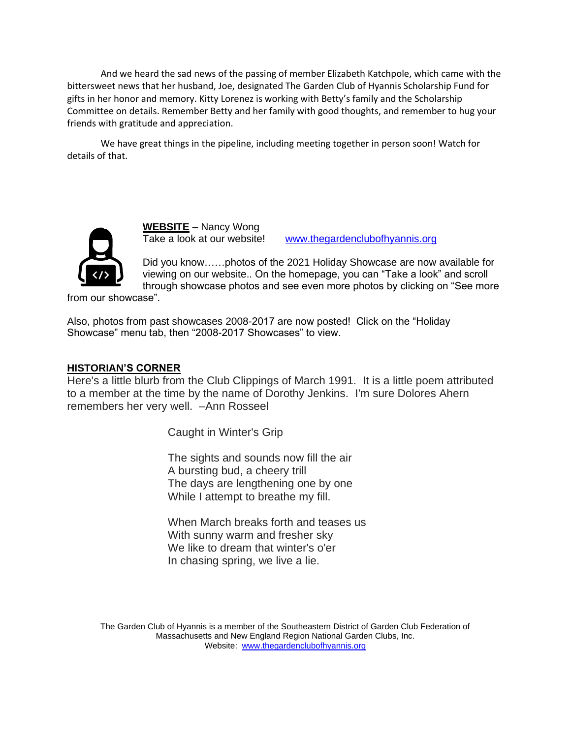And we heard the sad news of the passing of member Elizabeth Katchpole, which came with the bittersweet news that her husband, Joe, designated The Garden Club of Hyannis Scholarship Fund for gifts in her honor and memory. Kitty Lorenez is working with Betty's family and the Scholarship Committee on details. Remember Betty and her family with good thoughts, and remember to hug your friends with gratitude and appreciation.

We have great things in the pipeline, including meeting together in person soon! Watch for details of that.

**<u>WEBSITE</u>** – Nancy Wong

Take a look at our website! [www.thegardenclubofhyannis.org](http://www.thegardenclubofhyannis.org)

Did you know……photos of the 2021 Holiday Showcase are now available for viewing on our website.. On the homepage, you can "Take a look" and scroll through showcase photos and see even more photos by clicking on "See more from our showcase".

Also, photos from past showcases 2008-2017 are now posted! Click on the "Holiday Showcase" menu tab, then "2008-2017 Showcases" to view.

**<u>HISTORIAN'S CORNER</u>**

Here's a little blurb from the Club Clippings of March 1991. It is a little poem attributed to a member at the time by the name of Dorothy Jenkins. I'm sure Dolores Ahern remembers her very well. –Ann Rosseel

Caught in Winter's Grip

The sights and sounds now fill the air  
A bursting bud, a cheery trill  
The days are lengthening one by one  
While I attempt to breathe my fill.

When March breaks forth and teases us  
With sunny warm and fresher sky  
We like to dream that winter's o'er  
In chasing spring, we live a lie.

The Garden Club of Hyannis is a member of the Southeastern District of Garden Club Federation of Massachusetts and New England Region National Garden Clubs, Inc.  
Website: [www.thegardenclubofhyannis.org](http://www.thegardenclubofhyannis.org)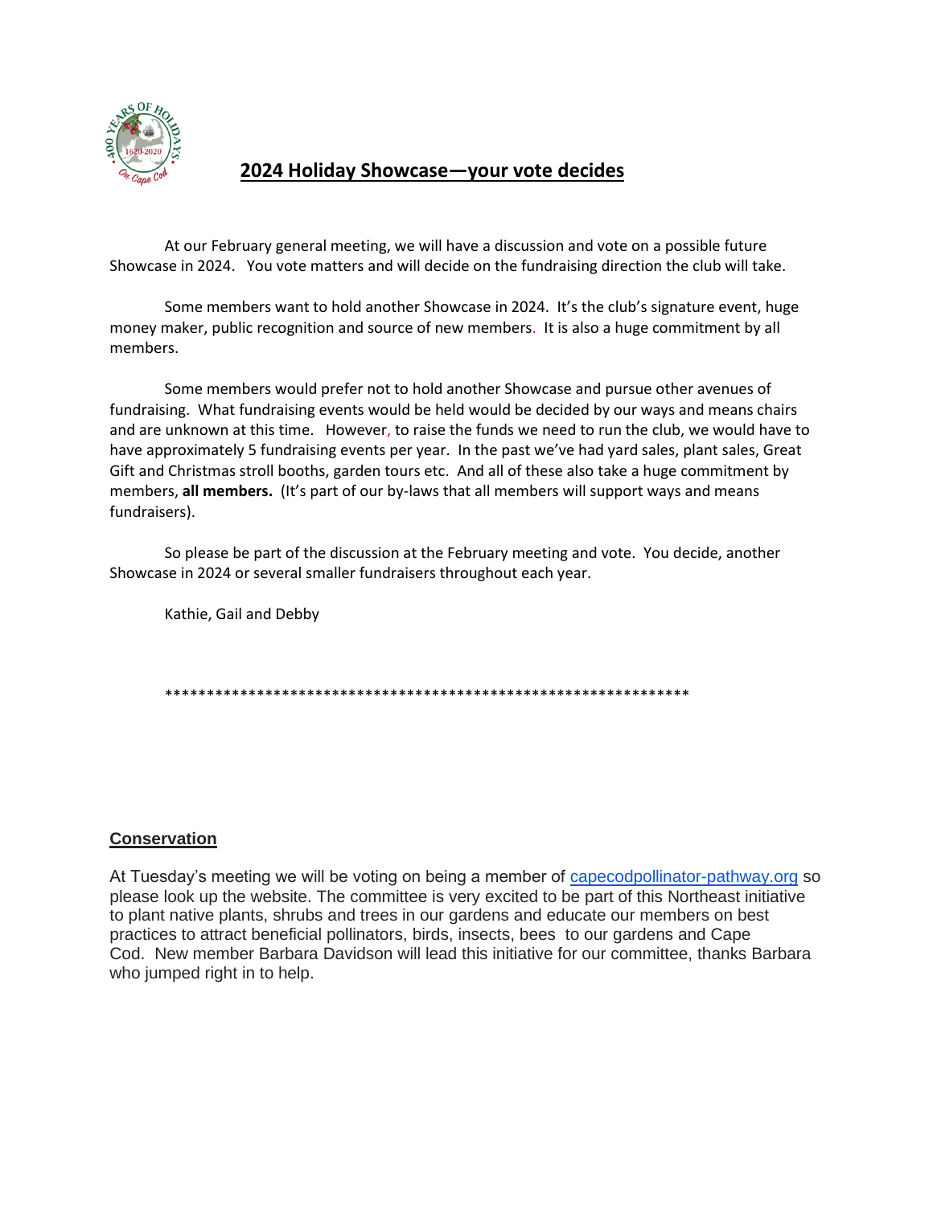## 2024 Holiday Showcase—your vote decides

At our February general meeting, we will have a discussion and vote on a possible future Showcase in 2024. You vote matters and will decide on the fundraising direction the club will take.

Some members want to hold another Showcase in 2024. It's the club's signature event, huge money maker, public recognition and source of new members. It is also a huge commitment by all members.

Some members would prefer not to hold another Showcase and pursue other avenues of fundraising. What fundraising events would be held would be decided by our ways and means chairs and are unknown at this time. However, to raise the funds we need to run the club, we would have to have approximately 5 fundraising events per year. In the past we've had yard sales, plant sales, Great Gift and Christmas stroll booths, garden tours etc. And all of these also take a huge commitment by members, **all members.** (It's part of our by-laws that all members will support ways and means fundraisers).

So please be part of the discussion at the February meeting and vote. You decide, another Showcase in 2024 or several smaller fundraisers throughout each year.

Kathie, Gail and Debby

*****************************************************************

## Conservation

At Tuesday's meeting we will be voting on being a member of capecodpollinator-pathway.org so please look up the website. The committee is very excited to be part of this Northeast initiative to plant native plants, shrubs and trees in our gardens and educate our members on best practices to attract beneficial pollinators, birds, insects, bees to our gardens and Cape Cod. New member Barbara Davidson will lead this initiative for our committee, thanks Barbara who jumped right in to help.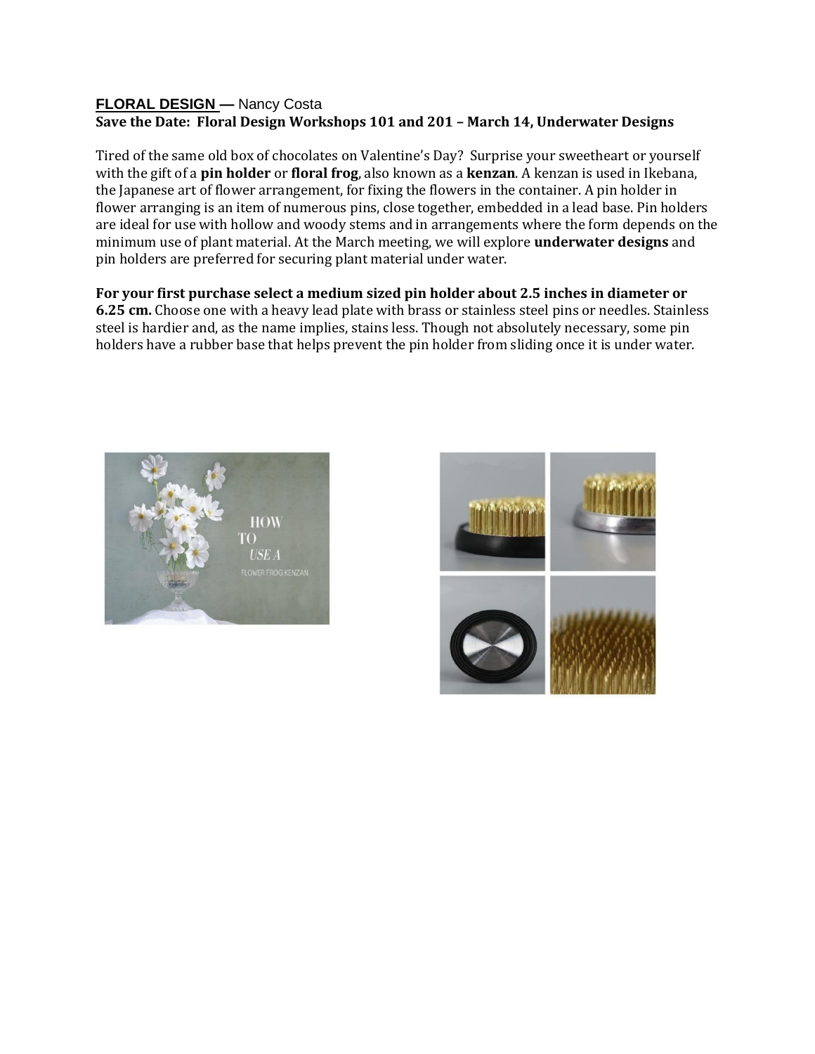**FLORAL DESIGN —** Nancy Costa

**Save the Date: Floral Design Workshops 101 and 201 – March 14, Underwater Designs**

Tired of the same old box of chocolates on Valentine's Day? Surprise your sweetheart or yourself with the gift of a **pin holder** or **floral frog**, also known as a **kenzan**. A kenzan is used in Ikebana, the Japanese art of flower arrangement, for fixing the flowers in the container. A pin holder in flower arranging is an item of numerous pins, close together, embedded in a lead base. Pin holders are ideal for use with hollow and woody stems and in arrangements where the form depends on the minimum use of plant material. At the March meeting, we will explore **underwater designs** and pin holders are preferred for securing plant material under water.

**For your first purchase select a medium sized pin holder about 2.5 inches in diameter or 6.25 cm.** Choose one with a heavy lead plate with brass or stainless steel pins or needles. Stainless steel is hardier and, as the name implies, stains less. Though not absolutely necessary, some pin holders have a rubber base that helps prevent the pin holder from sliding once it is under water.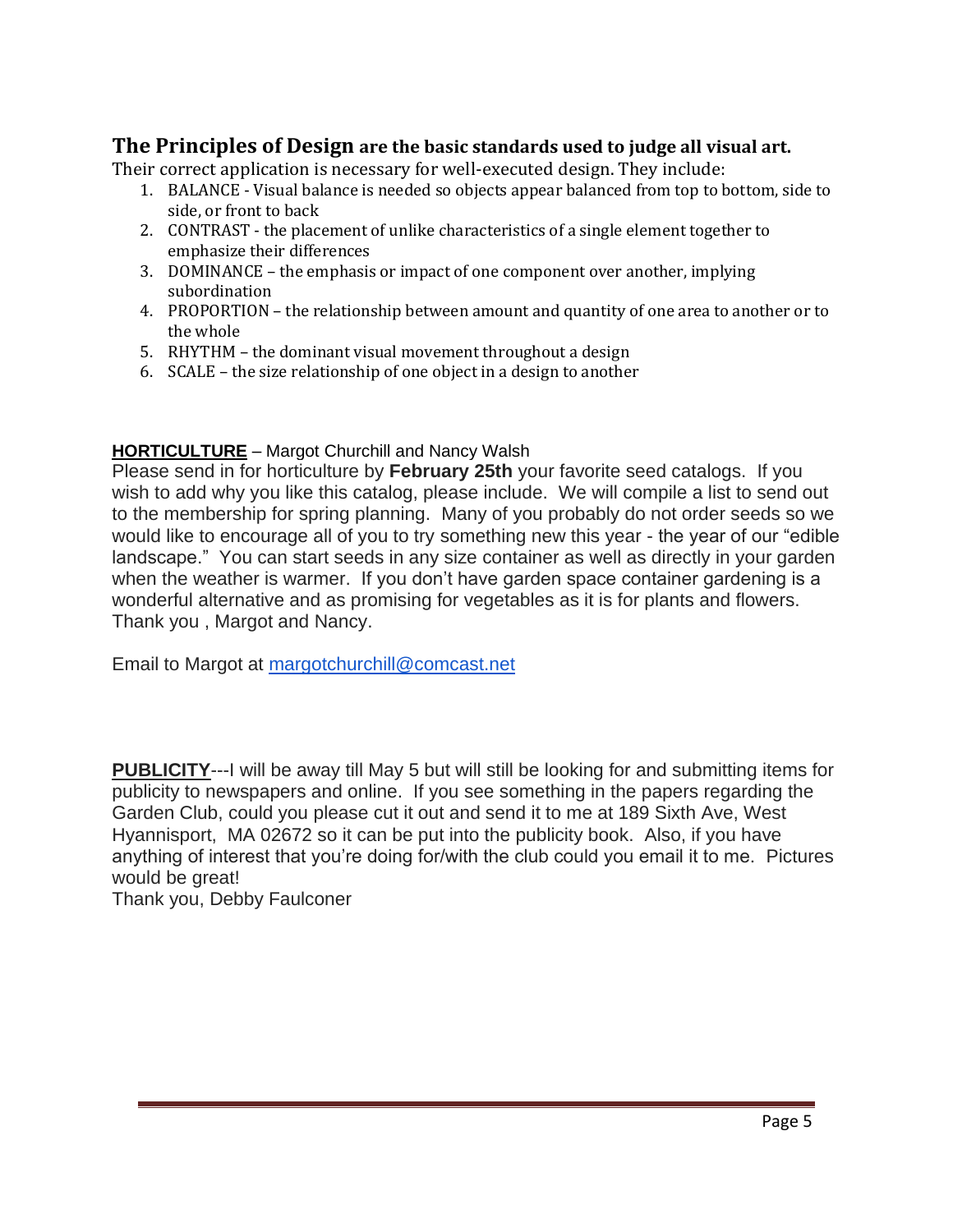**The Principles of Design are the basic standards used to judge all visual art.**
Their correct application is necessary for well-executed design. They include:

1. BALANCE - Visual balance is needed so objects appear balanced from top to bottom, side to side, or front to back
2. CONTRAST - the placement of unlike characteristics of a single element together to emphasize their differences
3. DOMINANCE – the emphasis or impact of one component over another, implying subordination
4. PROPORTION – the relationship between amount and quantity of one area to another or to the whole
5. RHYTHM – the dominant visual movement throughout a design
6. SCALE – the size relationship of one object in a design to another

**HORTICULTURE** – Margot Churchill and Nancy Walsh
Please send in for horticulture by **February 25th** your favorite seed catalogs. If you wish to add why you like this catalog, please include. We will compile a list to send out to the membership for spring planning. Many of you probably do not order seeds so we would like to encourage all of you to try something new this year - the year of our "edible landscape." You can start seeds in any size container as well as directly in your garden when the weather is warmer. If you don't have garden space container gardening is a wonderful alternative and as promising for vegetables as it is for plants and flowers. Thank you , Margot and Nancy.

Email to Margot at margotchurchill@comcast.net

**PUBLICITY**---I will be away till May 5 but will still be looking for and submitting items for publicity to newspapers and online. If you see something in the papers regarding the Garden Club, could you please cut it out and send it to me at 189 Sixth Ave, West Hyannisport, MA 02672 so it can be put into the publicity book. Also, if you have anything of interest that you're doing for/with the club could you email it to me. Pictures would be great!
Thank you, Debby Faulconer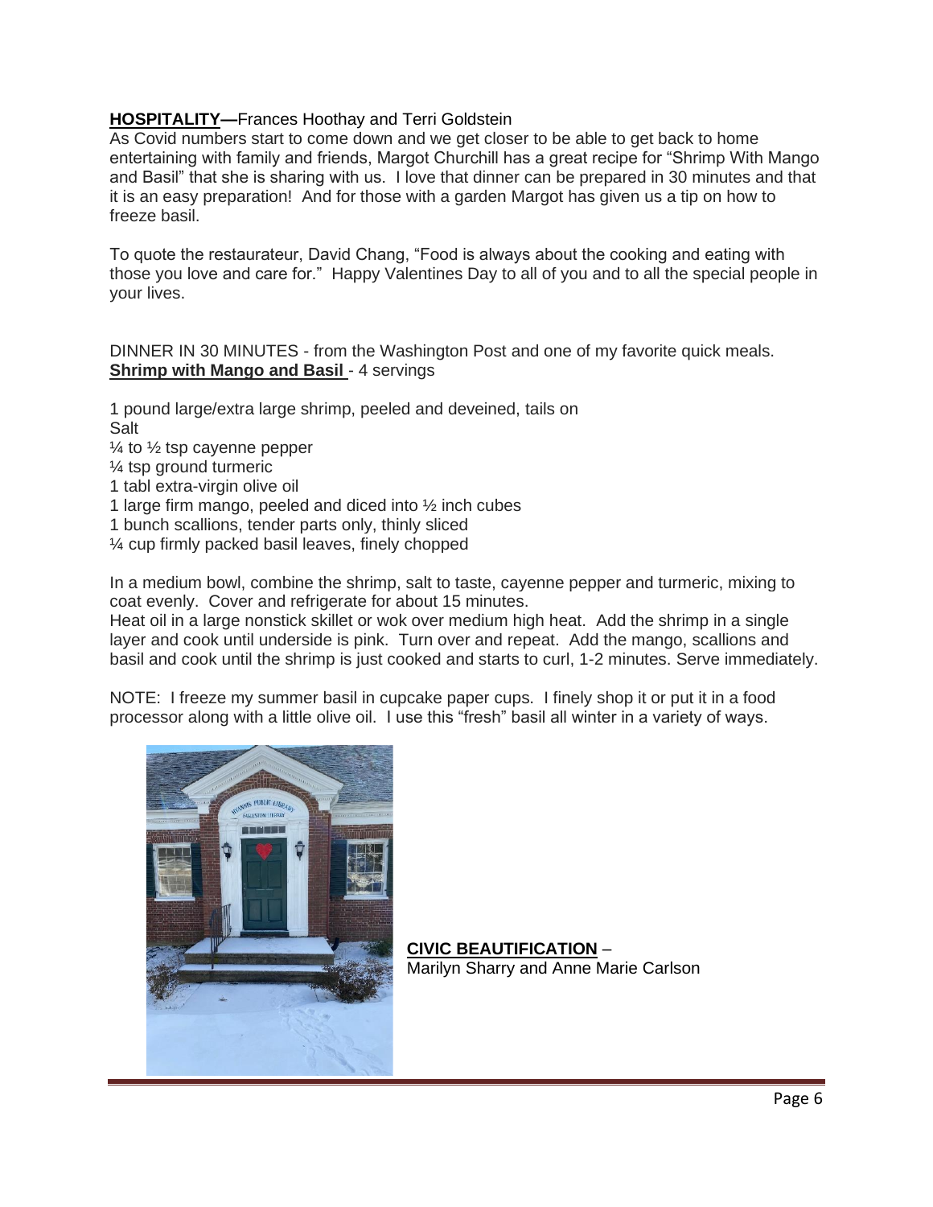**<u>HOSPITALITY</u>—**Frances Hoothay and Terri Goldstein

As Covid numbers start to come down and we get closer to be able to get back to home entertaining with family and friends, Margot Churchill has a great recipe for "Shrimp With Mango and Basil" that she is sharing with us. I love that dinner can be prepared in 30 minutes and that it is an easy preparation! And for those with a garden Margot has given us a tip on how to freeze basil.

To quote the restaurateur, David Chang, "Food is always about the cooking and eating with those you love and care for." Happy Valentines Day to all of you and to all the special people in your lives.

DINNER IN 30 MINUTES - from the Washington Post and one of my favorite quick meals.
**<u>Shrimp with Mango and Basil</u>** - 4 servings

1 pound large/extra large shrimp, peeled and deveined, tails on
Salt
¼ to ½ tsp cayenne pepper
¼ tsp ground turmeric
1 tabl extra-virgin olive oil
1 large firm mango, peeled and diced into ½ inch cubes
1 bunch scallions, tender parts only, thinly sliced
¼ cup firmly packed basil leaves, finely chopped

In a medium bowl, combine the shrimp, salt to taste, cayenne pepper and turmeric, mixing to coat evenly. Cover and refrigerate for about 15 minutes.
Heat oil in a large nonstick skillet or wok over medium high heat. Add the shrimp in a single layer and cook until underside is pink. Turn over and repeat. Add the mango, scallions and basil and cook until the shrimp is just cooked and starts to curl, 1-2 minutes. Serve immediately.

NOTE: I freeze my summer basil in cupcake paper cups. I finely shop it or put it in a food processor along with a little olive oil. I use this "fresh" basil all winter in a variety of ways.

**<u>CIVIC BEAUTIFICATION</u>** –
Marilyn Sharry and Anne Marie Carlson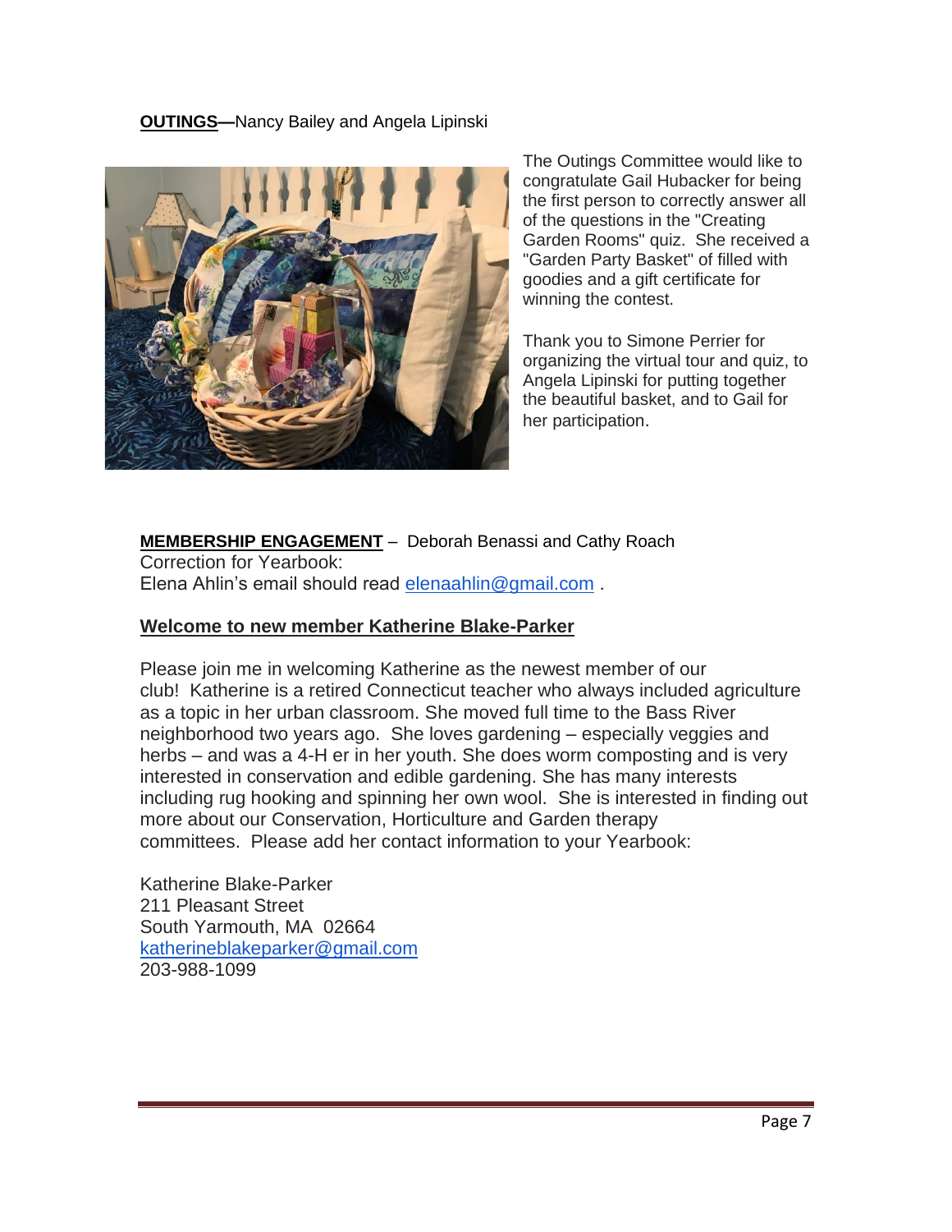**OUTINGS**—Nancy Bailey and Angela Lipinski

The Outings Committee would like to congratulate Gail Hubacker for being the first person to correctly answer all of the questions in the "Creating Garden Rooms" quiz. She received a "Garden Party Basket" of filled with goodies and a gift certificate for winning the contest.

Thank you to Simone Perrier for organizing the virtual tour and quiz, to Angela Lipinski for putting together the beautiful basket, and to Gail for her participation.

**MEMBERSHIP ENGAGEMENT** – Deborah Benassi and Cathy Roach

Correction for Yearbook:
Elena Ahlin's email should read elenaahlin@gmail.com .

**Welcome to new member Katherine Blake-Parker**

Please join me in welcoming Katherine as the newest member of our club! Katherine is a retired Connecticut teacher who always included agriculture as a topic in her urban classroom. She moved full time to the Bass River neighborhood two years ago. She loves gardening – especially veggies and herbs – and was a 4-H er in her youth. She does worm composting and is very interested in conservation and edible gardening. She has many interests including rug hooking and spinning her own wool. She is interested in finding out more about our Conservation, Horticulture and Garden therapy committees. Please add her contact information to your Yearbook:

Katherine Blake-Parker
211 Pleasant Street
South Yarmouth, MA 02664
katherineblakeparker@gmail.com
203-988-1099